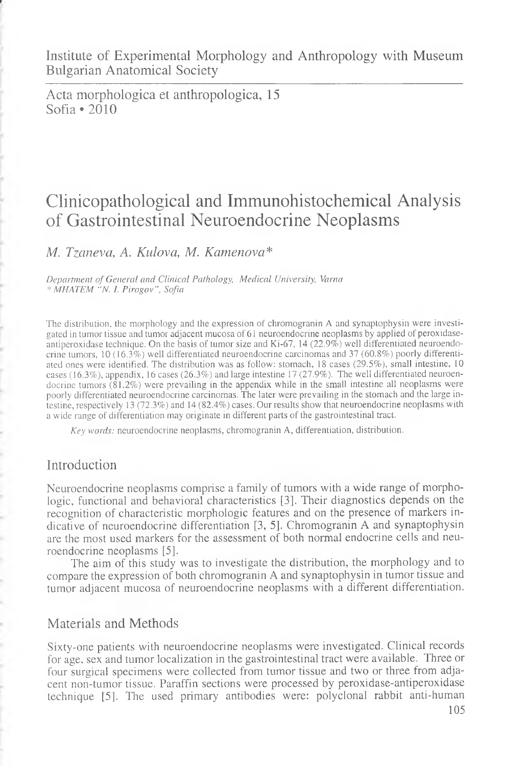Institute of Experimental Morphology and Anthropology with Museum
Bulgarian Anatomical Society

Acta morphologica et anthropologica, 15
Sofia • 2010

# Clinicopathological and Immunohistochemical Analysis of Gastrointestinal Neuroendocrine Neoplasms

*M. Tzaneva, A. Kulova, M. Kamenova**

*Department of General and Clinical Pathology, Medical University, Varna*
*\* MHATEM "N. I. Pirogov", Sofia*

The distribution, the morphology and the expression of chromogranin A and synaptophysin were investigated in tumor tissue and tumor adjacent mucosa of 61 neuroendocrine neoplasms by applied of peroxidase-antiperoxidase technique. On the basis of tumor size and Ki-67, 14 (22.9%) well differentiated neuroendocrine tumors, 10 (16.3%) well differentiated neuroendocrine carcinomas and 37 (60.8%) poorly differentiated ones were identified. The distribution was as follow: stomach, 18 cases (29.5%), small intestine, 10 cases (16.3%), appendix, 16 cases (26.3%) and large intestine 17 (27.9%). The well differentiated neuroendocrine tumors (81.2%) were prevailing in the appendix while in the small intestine all neoplasms were poorly differentiated neuroendocrine carcinomas. The later were prevailing in the stomach and the large intestine, respectively 13 (72.3%) and 14 (82.4%) cases. Our results show that neuroendocrine neoplasms with a wide range of differentiation may originate in different parts of the gastrointestinal tract.

*Key words:* neuroendocrine neoplasms, chromogranin A, differentiation, distribution.

## Introduction

Neuroendocrine neoplasms comprise a family of tumors with a wide range of morphologic, functional and behavioral characteristics [3]. Their diagnostics depends on the recognition of characteristic morphologic features and on the presence of markers indicative of neuroendocrine differentiation [3, 5]. Chromogranin A and synaptophysin are the most used markers for the assessment of both normal endocrine cells and neuroendocrine neoplasms [5].

The aim of this study was to investigate the distribution, the morphology and to compare the expression of both chromogranin A and synaptophysin in tumor tissue and tumor adjacent mucosa of neuroendocrine neoplasms with a different differentiation.

## Materials and Methods

Sixty-one patients with neuroendocrine neoplasms were investigated. Clinical records for age, sex and tumor localization in the gastrointestinal tract were available. Three or four surgical specimens were collected from tumor tissue and two or three from adjacent non-tumor tissue. Paraffin sections were processed by peroxidase-antiperoxidase technique [5]. The used primary antibodies were: polyclonal rabbit anti-human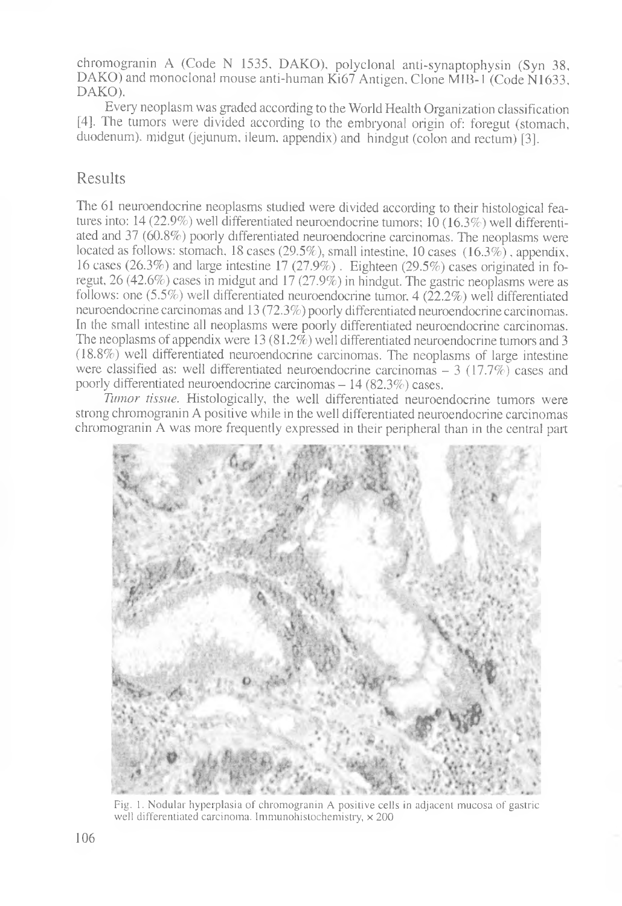chromogranin A (Code N 1535, DAKO), polyclonal anti-synaptophysin (Syn 38, DAKO) and monoclonal mouse anti-human Ki67 Antigen, Clone MIB-1 (Code N1633, DAKO).

Every neoplasm was graded according to the World Health Organization classification [4]. The tumors were divided according to the embryonal origin of: foregut (stomach, duodenum), midgut (jejunum, ileum, appendix) and hindgut (colon and rectum) [3].

## Results

The 61 neuroendocrine neoplasms studied were divided according to their histological features into: 14 (22.9%) well differentiated neuroendocrine tumors; 10 (16.3%) well differentiated and 37 (60.8%) poorly differentiated neuroendocrine carcinomas. The neoplasms were located as follows: stomach, 18 cases (29.5%), small intestine, 10 cases (16.3%), appendix, 16 cases (26.3%) and large intestine 17 (27.9%). Eighteen (29.5%) cases originated in foregut, 26 (42.6%) cases in midgut and 17 (27.9%) in hindgut. The gastric neoplasms were as follows: one (5.5%) well differentiated neuroendocrine tumor, 4 (22.2%) well differentiated neuroendocrine carcinomas and 13 (72.3%) poorly differentiated neuroendocrine carcinomas. In the small intestine all neoplasms were poorly differentiated neuroendocrine carcinomas. The neoplasms of appendix were 13 (81.2%) well differentiated neuroendocrine tumors and 3 (18.8%) well differentiated neuroendocrine carcinomas. The neoplasms of large intestine were classified as: well differentiated neuroendocrine carcinomas – 3 (17.7%) cases and poorly differentiated neuroendocrine carcinomas – 14 (82.3%) cases.

*Tumor tissue.* Histologically, the well differentiated neuroendocrine tumors were strong chromogranin A positive while in the well differentiated neuroendocrine carcinomas chromogranin A was more frequently expressed in their peripheral than in the central part

Fig. 1. Nodular hyperplasia of chromogranin A positive cells in adjacent mucosa of gastric well differentiated carcinoma. Immunohistochemistry, × 200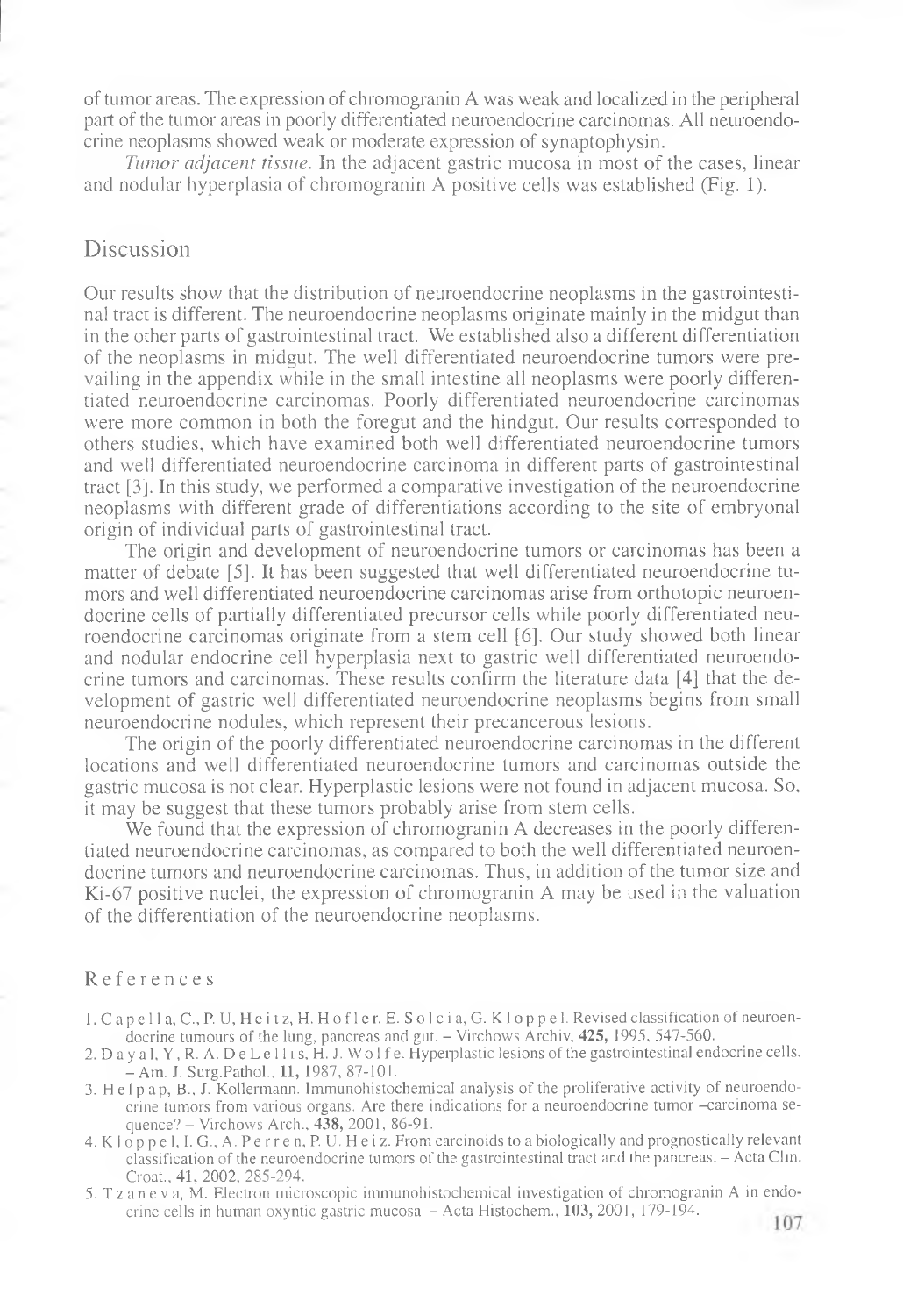of tumor areas. The expression of chromogranin A was weak and localized in the peripheral part of the tumor areas in poorly differentiated neuroendocrine carcinomas. All neuroendocrine neoplasms showed weak or moderate expression of synaptophysin.

*Tumor adjacent tissue.* In the adjacent gastric mucosa in most of the cases, linear and nodular hyperplasia of chromogranin A positive cells was established (Fig. 1).

## Discussion

Our results show that the distribution of neuroendocrine neoplasms in the gastrointestinal tract is different. The neuroendocrine neoplasms originate mainly in the midgut than in the other parts of gastrointestinal tract. We established also a different differentiation of the neoplasms in midgut. The well differentiated neuroendocrine tumors were prevailing in the appendix while in the small intestine all neoplasms were poorly differentiated neuroendocrine carcinomas. Poorly differentiated neuroendocrine carcinomas were more common in both the foregut and the hindgut. Our results corresponded to others studies, which have examined both well differentiated neuroendocrine tumors and well differentiated neuroendocrine carcinoma in different parts of gastrointestinal tract [3]. In this study, we performed a comparative investigation of the neuroendocrine neoplasms with different grade of differentiations according to the site of embryonal origin of individual parts of gastrointestinal tract.

The origin and development of neuroendocrine tumors or carcinomas has been a matter of debate [5]. It has been suggested that well differentiated neuroendocrine tumors and well differentiated neuroendocrine carcinomas arise from orthotopic neuroendocrine cells of partially differentiated precursor cells while poorly differentiated neuroendocrine carcinomas originate from a stem cell [6]. Our study showed both linear and nodular endocrine cell hyperplasia next to gastric well differentiated neuroendocrine tumors and carcinomas. These results confirm the literature data [4] that the development of gastric well differentiated neuroendocrine neoplasms begins from small neuroendocrine nodules, which represent their precancerous lesions.

The origin of the poorly differentiated neuroendocrine carcinomas in the different locations and well differentiated neuroendocrine tumors and carcinomas outside the gastric mucosa is not clear. Hyperplastic lesions were not found in adjacent mucosa. So, it may be suggest that these tumors probably arise from stem cells.

We found that the expression of chromogranin A decreases in the poorly differentiated neuroendocrine carcinomas, as compared to both the well differentiated neuroendocrine tumors and neuroendocrine carcinomas. Thus, in addition of the tumor size and Ki-67 positive nuclei, the expression of chromogranin A may be used in the valuation of the differentiation of the neuroendocrine neoplasms.

### References

1. Capella, C., P. U, Heitz, H. Hofler, E. Solcia, G. Kloppel. Revised classification of neuroendocrine tumours of the lung, pancreas and gut. – Virchows Archiv, **425**, 1995, 547-560.
2. Dayal, Y., R. A. DeLellis, H. J. Wolfe. Hyperplastic lesions of the gastrointestinal endocrine cells. – Am. J. Surg.Pathol., **11**, 1987, 87-101.
3. Helpap, B., J. Kollermann. Immunohistochemical analysis of the proliferative activity of neuroendocrine tumors from various organs. Are there indications for a neuroendocrine tumor –carcinoma sequence? – Virchows Arch., **438**, 2001, 86-91.
4. Kloppel, I. G., A. Perren, P. U. Heiz. From carcinoids to a biologically and prognostically relevant classification of the neuroendocrine tumors of the gastrointestinal tract and the pancreas. – Acta Clin. Croat., **41**, 2002, 285-294.
5. Tzaneva, M. Electron microscopic immunohistochemical investigation of chromogranin A in endocrine cells in human oxyntic gastric mucosa. – Acta Histochem., **103**, 2001, 179-194.